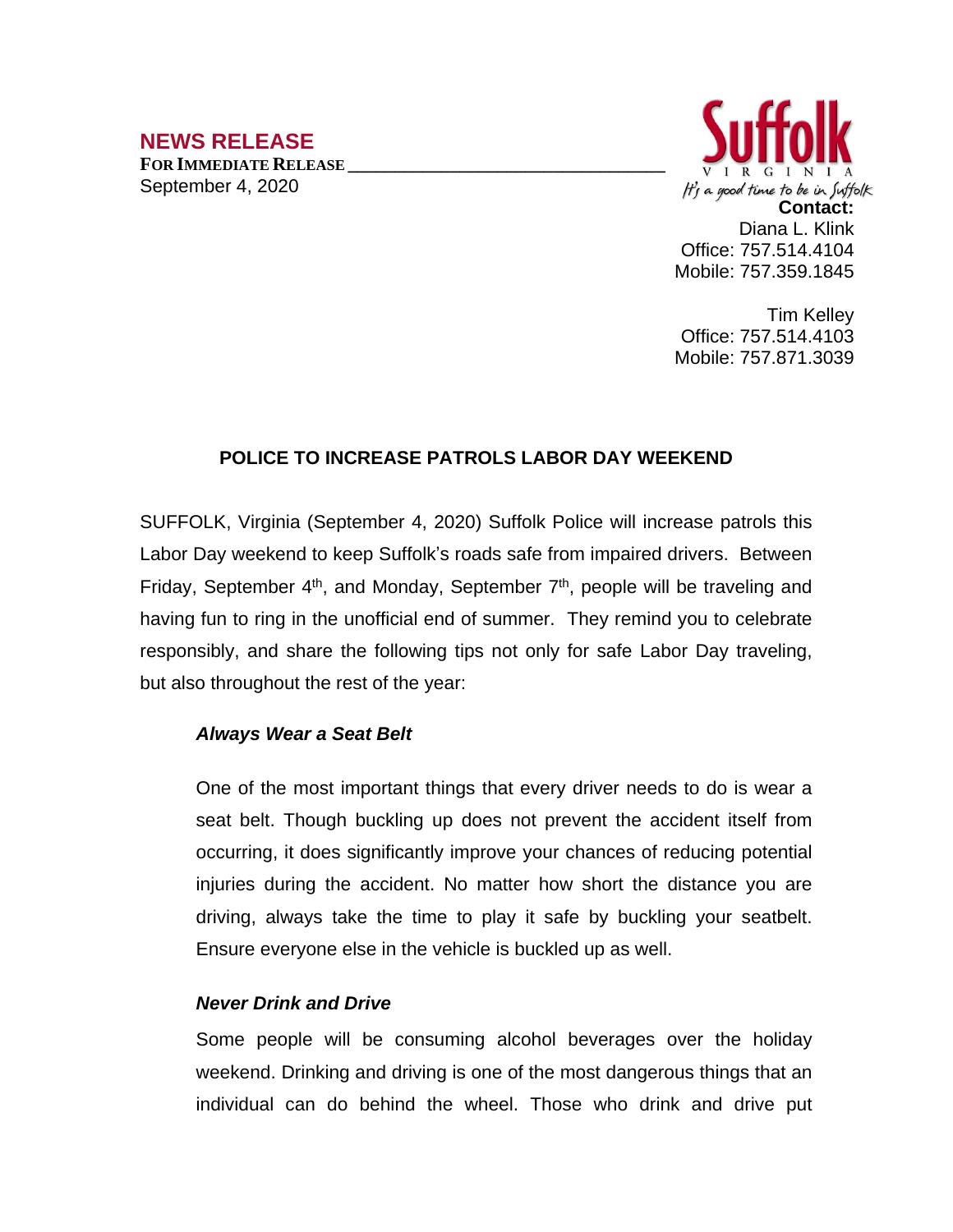# NEWS RELEASE

**FOR IMMEDIATE RELEASE**

September 4, 2020

Suffolk
VIRGINIA
It's a good time to be in Suffolk

**Contact:**
Diana L. Klink
Office: 757.514.4104
Mobile: 757.359.1845

Tim Kelley
Office: 757.514.4103
Mobile: 757.871.3039

## POLICE TO INCREASE PATROLS LABOR DAY WEEKEND

SUFFOLK, Virginia (September 4, 2020) Suffolk Police will increase patrols this Labor Day weekend to keep Suffolk's roads safe from impaired drivers. Between Friday, September 4th, and Monday, September 7th, people will be traveling and having fun to ring in the unofficial end of summer. They remind you to celebrate responsibly, and share the following tips not only for safe Labor Day traveling, but also throughout the rest of the year:

### *Always Wear a Seat Belt*

One of the most important things that every driver needs to do is wear a seat belt. Though buckling up does not prevent the accident itself from occurring, it does significantly improve your chances of reducing potential injuries during the accident. No matter how short the distance you are driving, always take the time to play it safe by buckling your seatbelt. Ensure everyone else in the vehicle is buckled up as well.

### *Never Drink and Drive*

Some people will be consuming alcohol beverages over the holiday weekend. Drinking and driving is one of the most dangerous things that an individual can do behind the wheel. Those who drink and drive put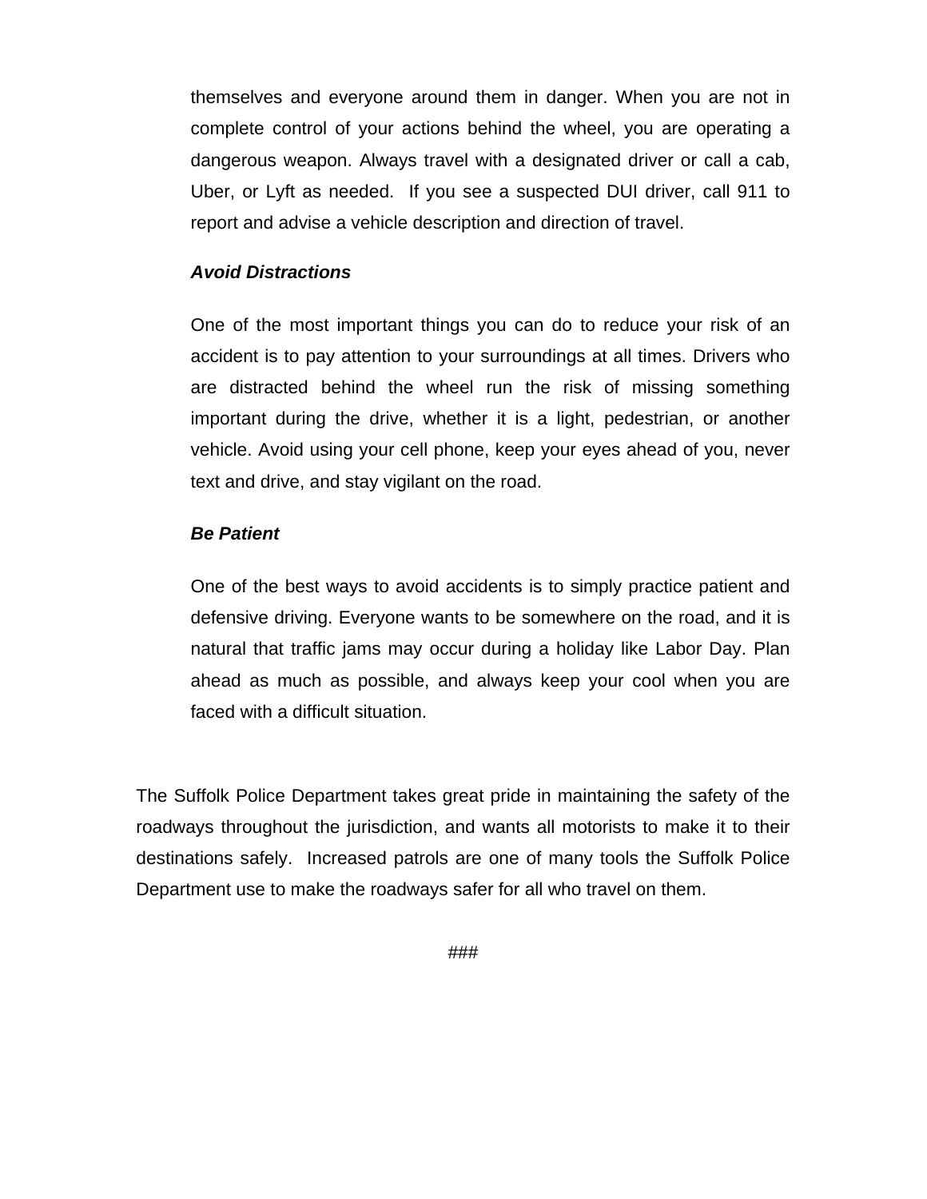themselves and everyone around them in danger. When you are not in complete control of your actions behind the wheel, you are operating a dangerous weapon. Always travel with a designated driver or call a cab, Uber, or Lyft as needed. If you see a suspected DUI driver, call 911 to report and advise a vehicle description and direction of travel.

***Avoid Distractions***

One of the most important things you can do to reduce your risk of an accident is to pay attention to your surroundings at all times. Drivers who are distracted behind the wheel run the risk of missing something important during the drive, whether it is a light, pedestrian, or another vehicle. Avoid using your cell phone, keep your eyes ahead of you, never text and drive, and stay vigilant on the road.

***Be Patient***

One of the best ways to avoid accidents is to simply practice patient and defensive driving. Everyone wants to be somewhere on the road, and it is natural that traffic jams may occur during a holiday like Labor Day. Plan ahead as much as possible, and always keep your cool when you are faced with a difficult situation.

The Suffolk Police Department takes great pride in maintaining the safety of the roadways throughout the jurisdiction, and wants all motorists to make it to their destinations safely. Increased patrols are one of many tools the Suffolk Police Department use to make the roadways safer for all who travel on them.

###